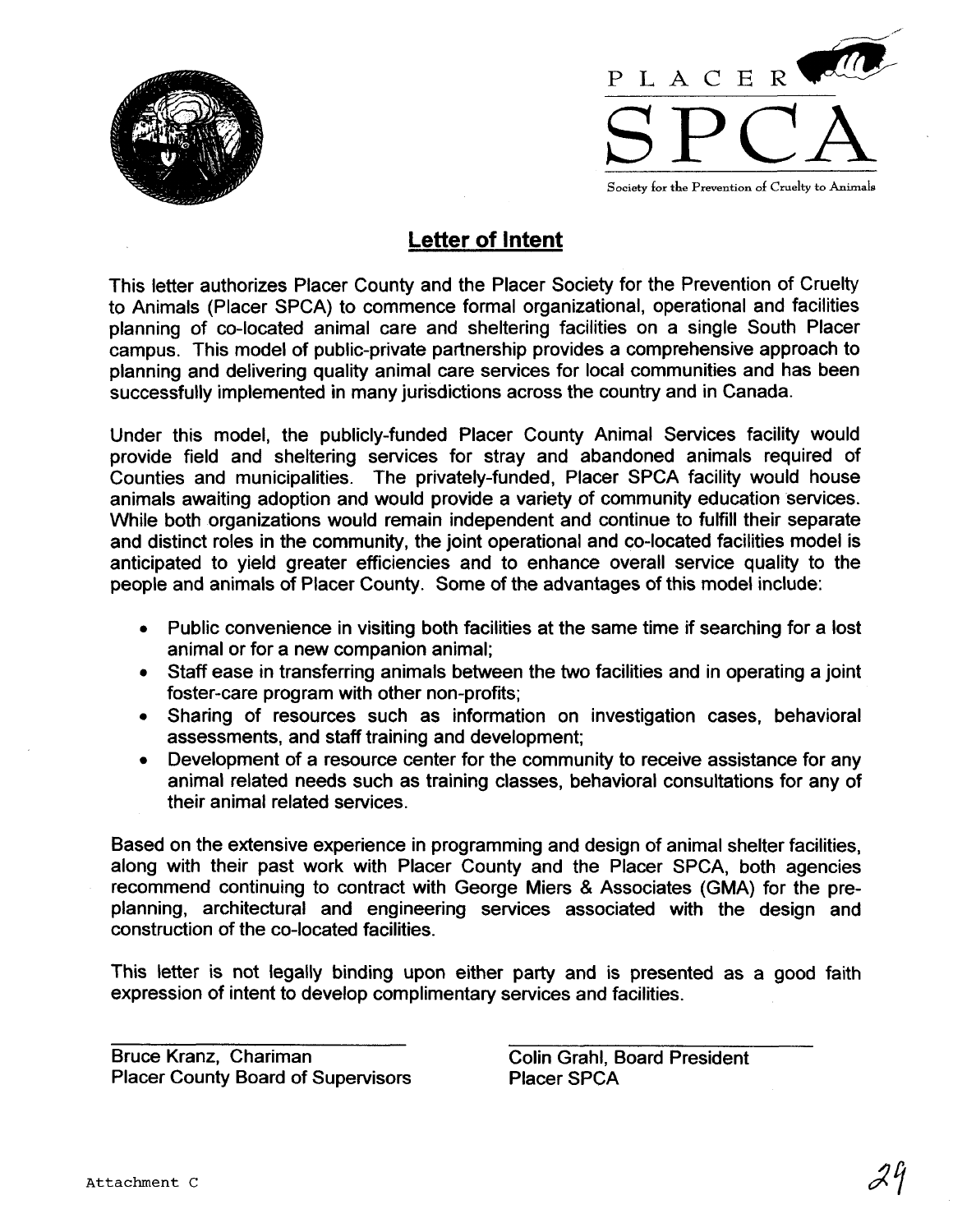PLACER

SPCA

Society for the Prevention of Cruelty to Animals

## Letter of Intent

This letter authorizes Placer County and the Placer Society for the Prevention of Cruelty to Animals (Placer SPCA) to commence formal organizational, operational and facilities planning of co-located animal care and sheltering facilities on a single South Placer campus. This model of public-private partnership provides a comprehensive approach to planning and delivering quality animal care services for local communities and has been successfully implemented in many jurisdictions across the country and in Canada.

Under this model, the publicly-funded Placer County Animal Services facility would provide field and sheltering services for stray and abandoned animals required of Counties and municipalities. The privately-funded, Placer SPCA facility would house animals awaiting adoption and would provide a variety of community education services. While both organizations would remain independent and continue to fulfill their separate and distinct roles in the community, the joint operational and co-located facilities model is anticipated to yield greater efficiencies and to enhance overall service quality to the people and animals of Placer County. Some of the advantages of this model include:

- Public convenience in visiting both facilities at the same time if searching for a lost animal or for a new companion animal;
- Staff ease in transferring animals between the two facilities and in operating a joint foster-care program with other non-profits;
- Sharing of resources such as information on investigation cases, behavioral assessments, and staff training and development;
- Development of a resource center for the community to receive assistance for any animal related needs such as training classes, behavioral consultations for any of their animal related services.

Based on the extensive experience in programming and design of animal shelter facilities, along with their past work with Placer County and the Placer SPCA, both agencies recommend continuing to contract with George Miers & Associates (GMA) for the pre-planning, architectural and engineering services associated with the design and construction of the co-located facilities.

This letter is not legally binding upon either party and is presented as a good faith expression of intent to develop complimentary services and facilities.

Bruce Kranz, Chariman
Placer County Board of Supervisors

Colin Grahl, Board President
Placer SPCA

Attachment C